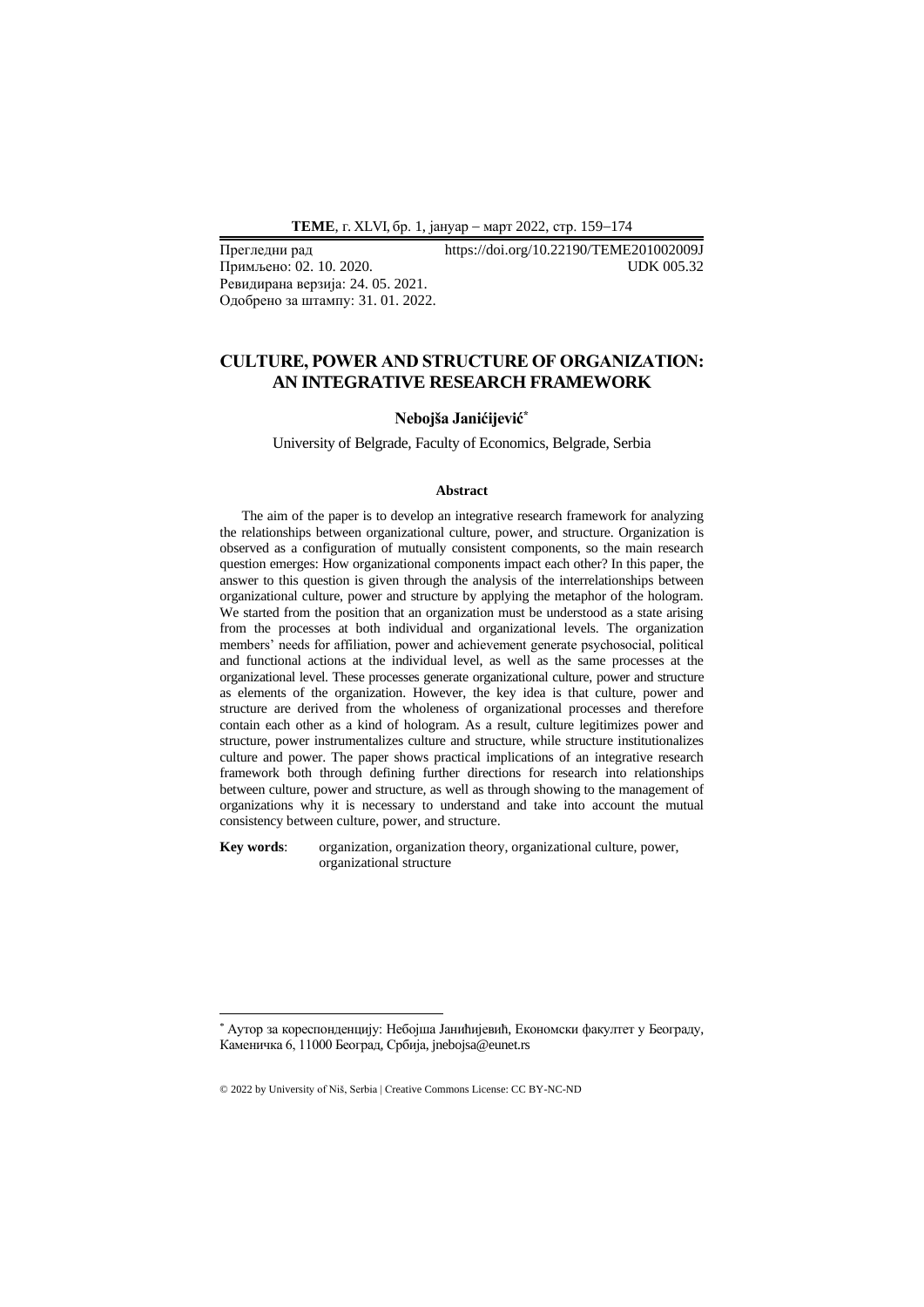Прегледни рад https://doi.org/10.22190/TEME201002009J
Примљено: 02. 10. 2020. UDK 005.32
Ревидирана верзија: 24. 05. 2021.
Одобрено за штампу: 31. 01. 2022.

# CULTURE, POWER AND STRUCTURE OF ORGANIZATION: AN INTEGRATIVE RESEARCH FRAMEWORK

**Nebojša Janićijević**[*]

University of Belgrade, Faculty of Economics, Belgrade, Serbia

### Abstract

The aim of the paper is to develop an integrative research framework for analyzing the relationships between organizational culture, power, and structure. Organization is observed as a configuration of mutually consistent components, so the main research question emerges: How organizational components impact each other? In this paper, the answer to this question is given through the analysis of the interrelationships between organizational culture, power and structure by applying the metaphor of the hologram. We started from the position that an organization must be understood as a state arising from the processes at both individual and organizational levels. The organization members' needs for affiliation, power and achievement generate psychosocial, political and functional actions at the individual level, as well as the same processes at the organizational level. These processes generate organizational culture, power and structure as elements of the organization. However, the key idea is that culture, power and structure are derived from the wholeness of organizational processes and therefore contain each other as a kind of hologram. As a result, culture legitimizes power and structure, power instrumentalizes culture and structure, while structure institutionalizes culture and power. The paper shows practical implications of an integrative research framework both through defining further directions for research into relationships between culture, power and structure, as well as through showing to the management of organizations why it is necessary to understand and take into account the mutual consistency between culture, power, and structure.

**Key words**: organization, organization theory, organizational culture, power, organizational structure

---

[*] Аутор за кореспонденцију: Небојша Јанићијевић, Економски факултет у Београду, Каменичка 6, 11000 Београд, Србија, jnebojsa@eunet.rs

© 2022 by University of Niš, Serbia | Creative Commons License: CC BY-NC-ND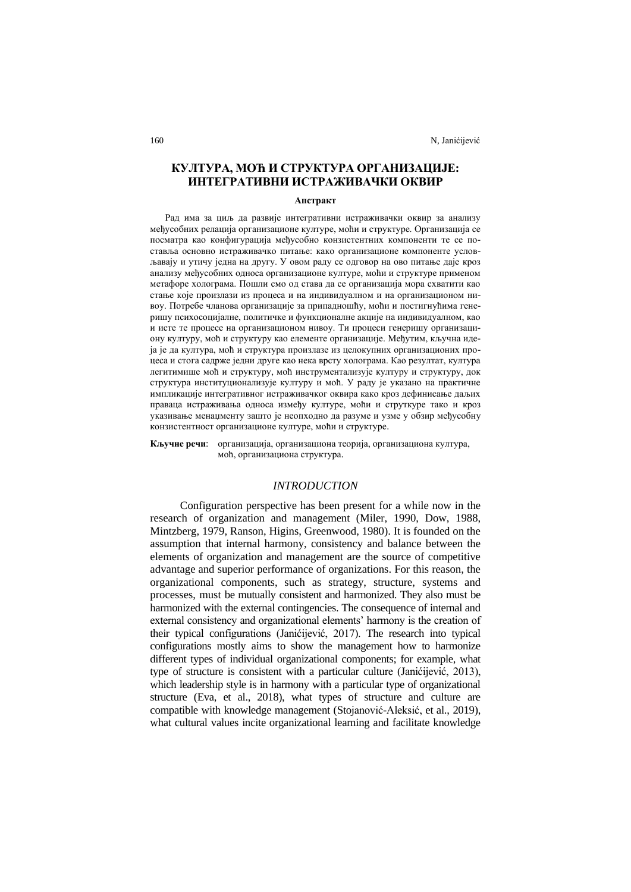## КУЛТУРА, МОЋ И СТРУКТУРА ОРГАНИЗАЦИЈЕ: ИНТЕГРАТИВНИ ИСТРАЖИВАЧКИ ОКВИР

**Апстракт**

Рад има за циљ да развије интегративни истраживачки оквир за анализу међусобних релација организационе културе, моћи и структуре. Организација се посматра као конфигурација међусобно конзистентних компоненти те се поставља основно истраживачко питање: како организационе компоненте условљавају и утичу једна на другу. У овом раду се одговор на ово питање даје кроз анализу међусобних односа организационе културе, моћи и структуре применом метафоре холограма. Пошли смо од става да се организација мора схватити као стање које произлази из процеса и на индивидуалном и на организационом нивоу. Потребе чланова организације за припадношћу, моћи и постигнућима генеришу психосоцијалне, политичке и функционалне акције на индивидуалном, као и исте те процесе на организационом нивоу. Ти процеси генеришу организациону културу, моћ и структуру као елементе организације. Међутим, кључна идеја је да култура, моћ и структура произлазе из целокупних организационих процеса и стога садрже једни друге као нека врсту холограма. Као резултат, култура легитимише моћ и структуру, моћ инструментализује културу и структуру, док структура институционализује културу и моћ. У раду је указано на практичне импликације интегративног истраживачког оквира како кроз дефинисање даљих праваца истраживања односа између културе, моћи и стрткуре тако и кроз указивање менаџменту зашто је неопходно да разуме и узме у обзир међусобну конзистентност организационе културе, моћи и структуре.

**Кључне речи**: организација, организациона теорија, организациона култура, моћ, организациона структура.

## *INTRODUCTION*

Configuration perspective has been present for a while now in the research of organization and management (Miler, 1990, Dow, 1988, Mintzberg, 1979, Ranson, Higins, Greenwood, 1980). It is founded on the assumption that internal harmony, consistency and balance between the elements of organization and management are the source of competitive advantage and superior performance of organizations. For this reason, the organizational components, such as strategy, structure, systems and processes, must be mutually consistent and harmonized. They also must be harmonized with the external contingencies. The consequence of internal and external consistency and organizational elements' harmony is the creation of their typical configurations (Janićijević, 2017). The research into typical configurations mostly aims to show the management how to harmonize different types of individual organizational components; for example, what type of structure is consistent with a particular culture (Janićijević, 2013), which leadership style is in harmony with a particular type of organizational structure (Eva, et al., 2018), what types of structure and culture are compatible with knowledge management (Stojanović-Aleksić, et al., 2019), what cultural values incite organizational learning and facilitate knowledge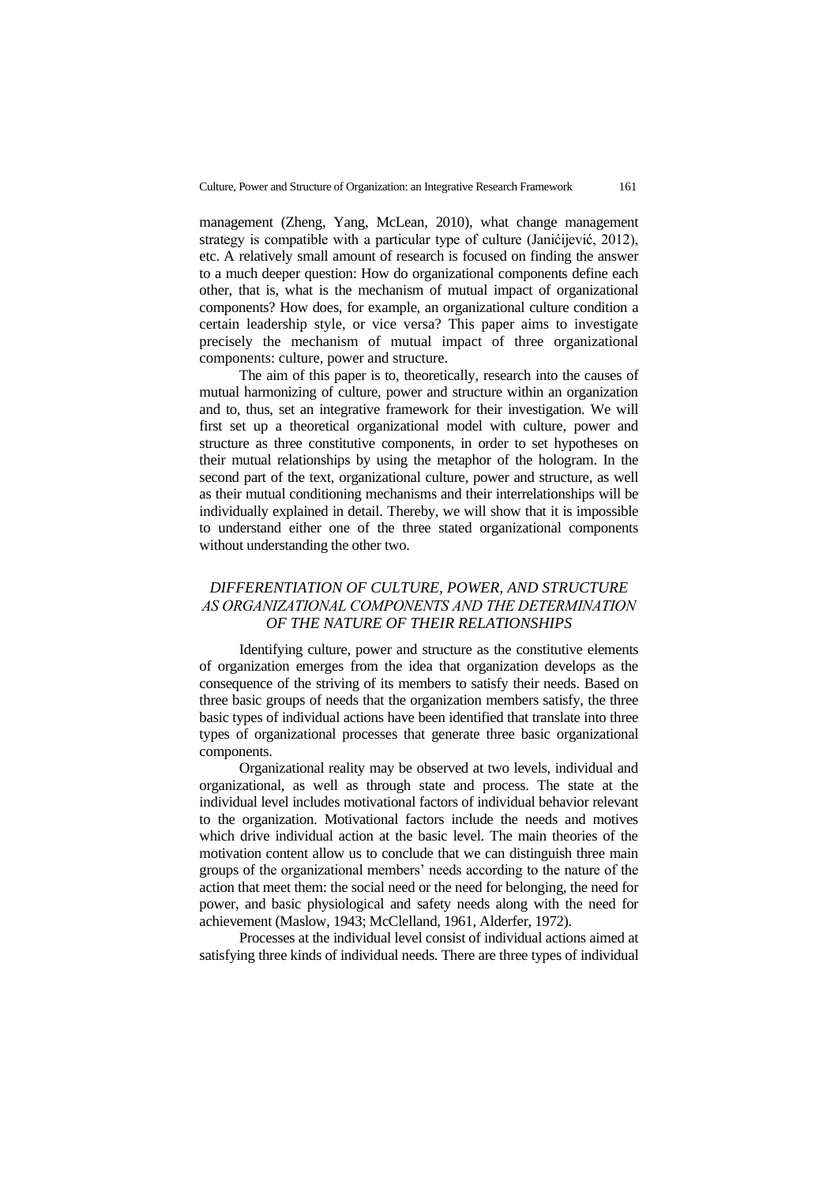management (Zheng, Yang, McLean, 2010), what change management strategy is compatible with a particular type of culture (Janićijević, 2012), etc. A relatively small amount of research is focused on finding the answer to a much deeper question: How do organizational components define each other, that is, what is the mechanism of mutual impact of organizational components? How does, for example, an organizational culture condition a certain leadership style, or vice versa? This paper aims to investigate precisely the mechanism of mutual impact of three organizational components: culture, power and structure.

The aim of this paper is to, theoretically, research into the causes of mutual harmonizing of culture, power and structure within an organization and to, thus, set an integrative framework for their investigation. We will first set up a theoretical organizational model with culture, power and structure as three constitutive components, in order to set hypotheses on their mutual relationships by using the metaphor of the hologram. In the second part of the text, organizational culture, power and structure, as well as their mutual conditioning mechanisms and their interrelationships will be individually explained in detail. Thereby, we will show that it is impossible to understand either one of the three stated organizational components without understanding the other two.

## *DIFFERENTIATION OF CULTURE, POWER, AND STRUCTURE AS ORGANIZATIONAL COMPONENTS AND THE DETERMINATION OF THE NATURE OF THEIR RELATIONSHIPS*

Identifying culture, power and structure as the constitutive elements of organization emerges from the idea that organization develops as the consequence of the striving of its members to satisfy their needs. Based on three basic groups of needs that the organization members satisfy, the three basic types of individual actions have been identified that translate into three types of organizational processes that generate three basic organizational components.

Organizational reality may be observed at two levels, individual and organizational, as well as through state and process. The state at the individual level includes motivational factors of individual behavior relevant to the organization. Motivational factors include the needs and motives which drive individual action at the basic level. The main theories of the motivation content allow us to conclude that we can distinguish three main groups of the organizational members' needs according to the nature of the action that meet them: the social need or the need for belonging, the need for power, and basic physiological and safety needs along with the need for achievement (Maslow, 1943; McClelland, 1961, Alderfer, 1972).

Processes at the individual level consist of individual actions aimed at satisfying three kinds of individual needs. There are three types of individual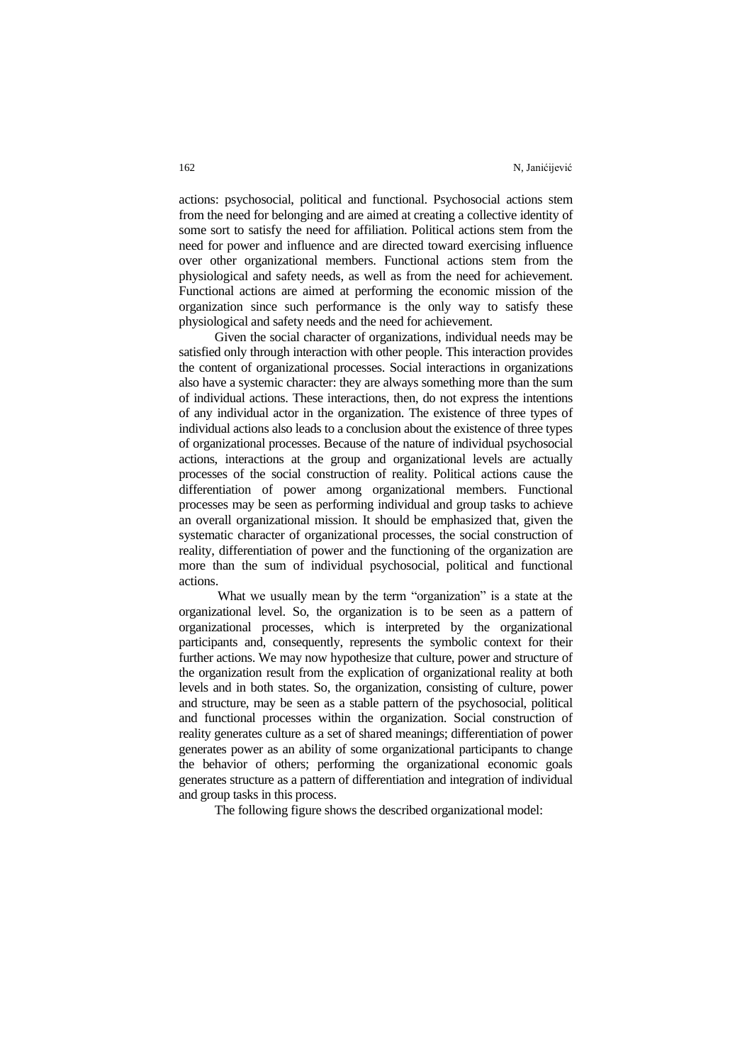actions: psychosocial, political and functional. Psychosocial actions stem from the need for belonging and are aimed at creating a collective identity of some sort to satisfy the need for affiliation. Political actions stem from the need for power and influence and are directed toward exercising influence over other organizational members. Functional actions stem from the physiological and safety needs, as well as from the need for achievement. Functional actions are aimed at performing the economic mission of the organization since such performance is the only way to satisfy these physiological and safety needs and the need for achievement.

Given the social character of organizations, individual needs may be satisfied only through interaction with other people. This interaction provides the content of organizational processes. Social interactions in organizations also have a systemic character: they are always something more than the sum of individual actions. These interactions, then, do not express the intentions of any individual actor in the organization. The existence of three types of individual actions also leads to a conclusion about the existence of three types of organizational processes. Because of the nature of individual psychosocial actions, interactions at the group and organizational levels are actually processes of the social construction of reality. Political actions cause the differentiation of power among organizational members. Functional processes may be seen as performing individual and group tasks to achieve an overall organizational mission. It should be emphasized that, given the systematic character of organizational processes, the social construction of reality, differentiation of power and the functioning of the organization are more than the sum of individual psychosocial, political and functional actions.

What we usually mean by the term "organization" is a state at the organizational level. So, the organization is to be seen as a pattern of organizational processes, which is interpreted by the organizational participants and, consequently, represents the symbolic context for their further actions. We may now hypothesize that culture, power and structure of the organization result from the explication of organizational reality at both levels and in both states. So, the organization, consisting of culture, power and structure, may be seen as a stable pattern of the psychosocial, political and functional processes within the organization. Social construction of reality generates culture as a set of shared meanings; differentiation of power generates power as an ability of some organizational participants to change the behavior of others; performing the organizational economic goals generates structure as a pattern of differentiation and integration of individual and group tasks in this process.

The following figure shows the described organizational model: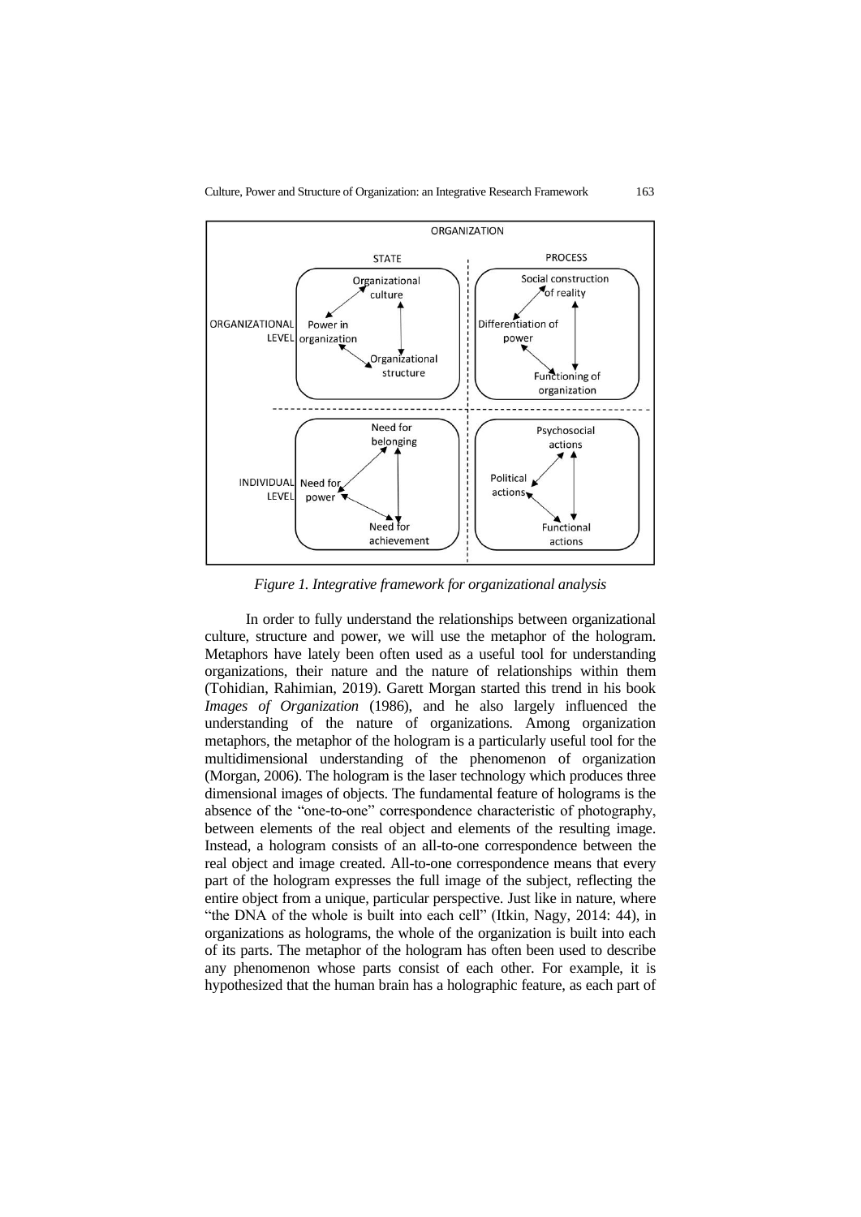*Figure 1. Integrative framework for organizational analysis*

In order to fully understand the relationships between organizational culture, structure and power, we will use the metaphor of the hologram. Metaphors have lately been often used as a useful tool for understanding organizations, their nature and the nature of relationships within them (Tohidian, Rahimian, 2019). Garett Morgan started this trend in his book *Images of Organization* (1986), and he also largely influenced the understanding of the nature of organizations. Among organization metaphors, the metaphor of the hologram is a particularly useful tool for the multidimensional understanding of the phenomenon of organization (Morgan, 2006). The hologram is the laser technology which produces three dimensional images of objects. The fundamental feature of holograms is the absence of the "one-to-one" correspondence characteristic of photography, between elements of the real object and elements of the resulting image. Instead, a hologram consists of an all-to-one correspondence between the real object and image created. All-to-one correspondence means that every part of the hologram expresses the full image of the subject, reflecting the entire object from a unique, particular perspective. Just like in nature, where "the DNA of the whole is built into each cell" (Itkin, Nagy, 2014: 44), in organizations as holograms, the whole of the organization is built into each of its parts. The metaphor of the hologram has often been used to describe any phenomenon whose parts consist of each other. For example, it is hypothesized that the human brain has a holographic feature, as each part of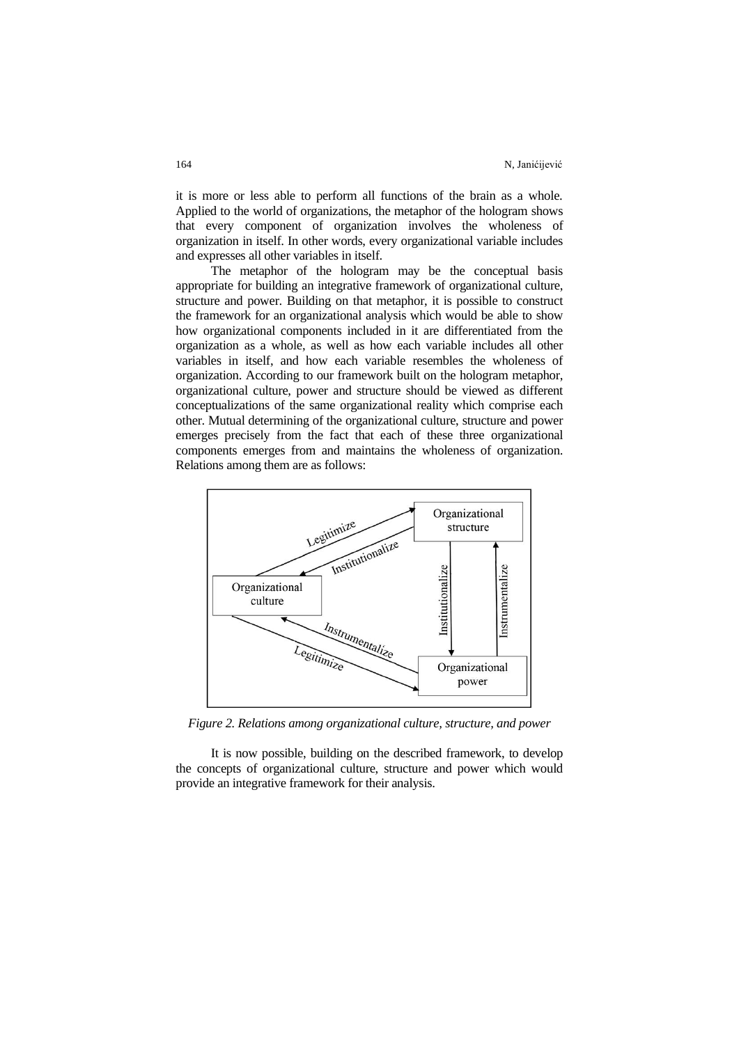it is more or less able to perform all functions of the brain as a whole. Applied to the world of organizations, the metaphor of the hologram shows that every component of organization involves the wholeness of organization in itself. In other words, every organizational variable includes and expresses all other variables in itself.

The metaphor of the hologram may be the conceptual basis appropriate for building an integrative framework of organizational culture, structure and power. Building on that metaphor, it is possible to construct the framework for an organizational analysis which would be able to show how organizational components included in it are differentiated from the organization as a whole, as well as how each variable includes all other variables in itself, and how each variable resembles the wholeness of organization. According to our framework built on the hologram metaphor, organizational culture, power and structure should be viewed as different conceptualizations of the same organizational reality which comprise each other. Mutual determining of the organizational culture, structure and power emerges precisely from the fact that each of these three organizational components emerges from and maintains the wholeness of organization. Relations among them are as follows:

*Figure 2. Relations among organizational culture, structure, and power*

It is now possible, building on the described framework, to develop the concepts of organizational culture, structure and power which would provide an integrative framework for their analysis.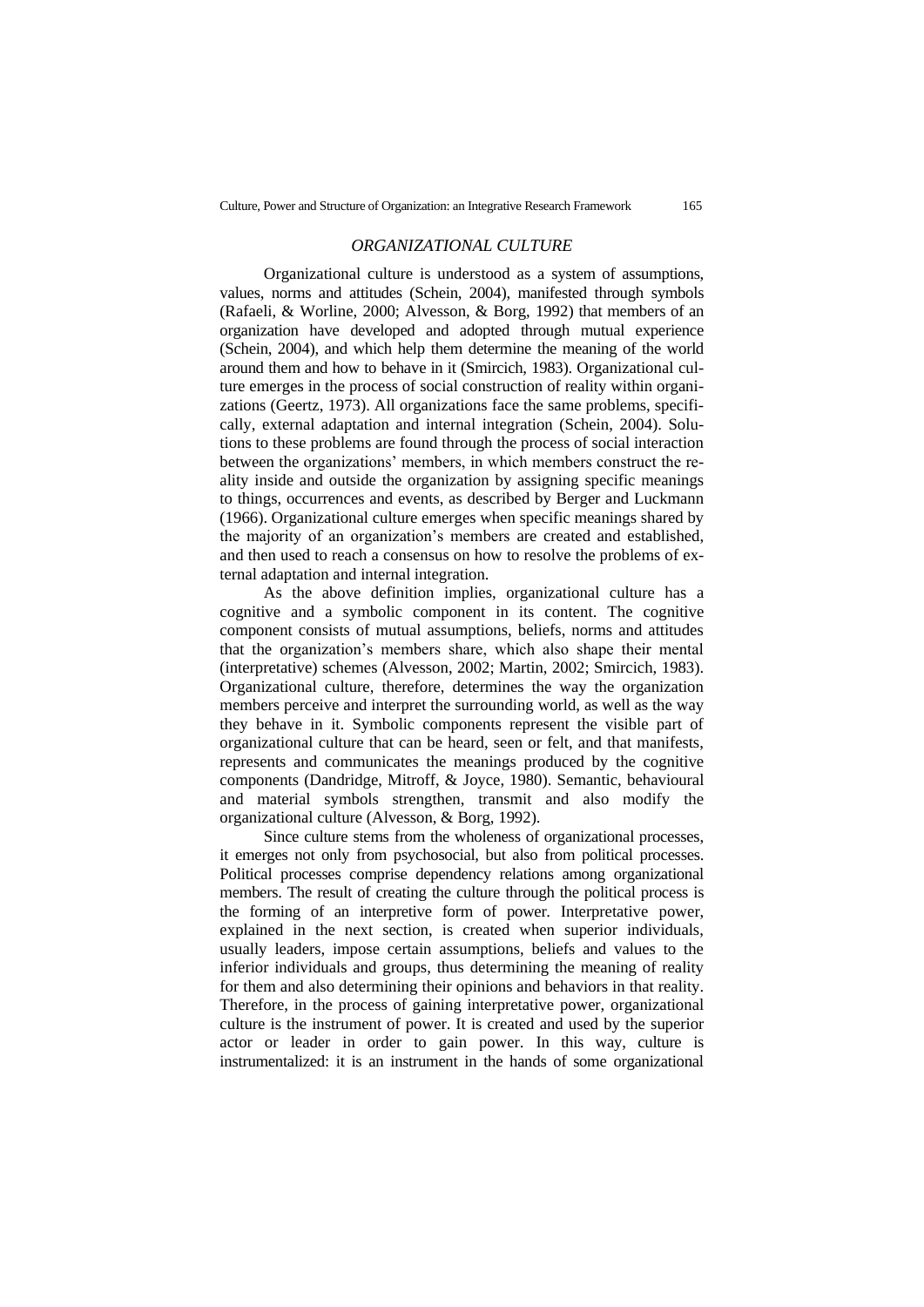## *ORGANIZATIONAL CULTURE*

Organizational culture is understood as a system of assumptions, values, norms and attitudes (Schein, 2004), manifested through symbols (Rafaeli, & Worline, 2000; Alvesson, & Borg, 1992) that members of an organization have developed and adopted through mutual experience (Schein, 2004), and which help them determine the meaning of the world around them and how to behave in it (Smircich, 1983). Organizational culture emerges in the process of social construction of reality within organizations (Geertz, 1973). All organizations face the same problems, specifically, external adaptation and internal integration (Schein, 2004). Solutions to these problems are found through the process of social interaction between the organizations' members, in which members construct the reality inside and outside the organization by assigning specific meanings to things, occurrences and events, as described by Berger and Luckmann (1966). Organizational culture emerges when specific meanings shared by the majority of an organization's members are created and established, and then used to reach a consensus on how to resolve the problems of external adaptation and internal integration.

As the above definition implies, organizational culture has a cognitive and a symbolic component in its content. The cognitive component consists of mutual assumptions, beliefs, norms and attitudes that the organization's members share, which also shape their mental (interpretative) schemes (Alvesson, 2002; Martin, 2002; Smircich, 1983). Organizational culture, therefore, determines the way the organization members perceive and interpret the surrounding world, as well as the way they behave in it. Symbolic components represent the visible part of organizational culture that can be heard, seen or felt, and that manifests, represents and communicates the meanings produced by the cognitive components (Dandridge, Mitroff, & Joyce, 1980). Semantic, behavioural and material symbols strengthen, transmit and also modify the organizational culture (Alvesson, & Borg, 1992).

Since culture stems from the wholeness of organizational processes, it emerges not only from psychosocial, but also from political processes. Political processes comprise dependency relations among organizational members. The result of creating the culture through the political process is the forming of an interpretive form of power. Interpretative power, explained in the next section, is created when superior individuals, usually leaders, impose certain assumptions, beliefs and values to the inferior individuals and groups, thus determining the meaning of reality for them and also determining their opinions and behaviors in that reality. Therefore, in the process of gaining interpretative power, organizational culture is the instrument of power. It is created and used by the superior actor or leader in order to gain power. In this way, culture is instrumentalized: it is an instrument in the hands of some organizational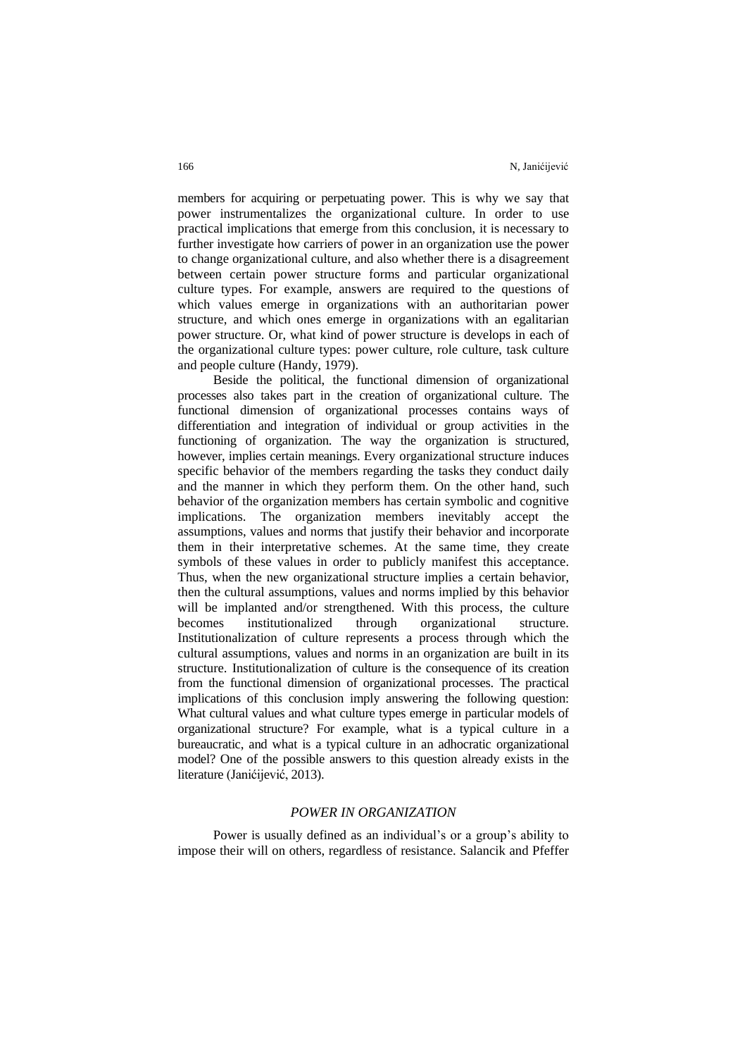members for acquiring or perpetuating power. This is why we say that power instrumentalizes the organizational culture. In order to use practical implications that emerge from this conclusion, it is necessary to further investigate how carriers of power in an organization use the power to change organizational culture, and also whether there is a disagreement between certain power structure forms and particular organizational culture types. For example, answers are required to the questions of which values emerge in organizations with an authoritarian power structure, and which ones emerge in organizations with an egalitarian power structure. Or, what kind of power structure is develops in each of the organizational culture types: power culture, role culture, task culture and people culture (Handy, 1979).

Beside the political, the functional dimension of organizational processes also takes part in the creation of organizational culture. The functional dimension of organizational processes contains ways of differentiation and integration of individual or group activities in the functioning of organization. The way the organization is structured, however, implies certain meanings. Every organizational structure induces specific behavior of the members regarding the tasks they conduct daily and the manner in which they perform them. On the other hand, such behavior of the organization members has certain symbolic and cognitive implications. The organization members inevitably accept the assumptions, values and norms that justify their behavior and incorporate them in their interpretative schemes. At the same time, they create symbols of these values in order to publicly manifest this acceptance. Thus, when the new organizational structure implies a certain behavior, then the cultural assumptions, values and norms implied by this behavior will be implanted and/or strengthened. With this process, the culture becomes institutionalized through organizational structure. Institutionalization of culture represents a process through which the cultural assumptions, values and norms in an organization are built in its structure. Institutionalization of culture is the consequence of its creation from the functional dimension of organizational processes. The practical implications of this conclusion imply answering the following question: What cultural values and what culture types emerge in particular models of organizational structure? For example, what is a typical culture in a bureaucratic, and what is a typical culture in an adhocratic organizational model? One of the possible answers to this question already exists in the literature (Janićijević, 2013).

## *POWER IN ORGANIZATION*

Power is usually defined as an individual's or a group's ability to impose their will on others, regardless of resistance. Salancik and Pfeffer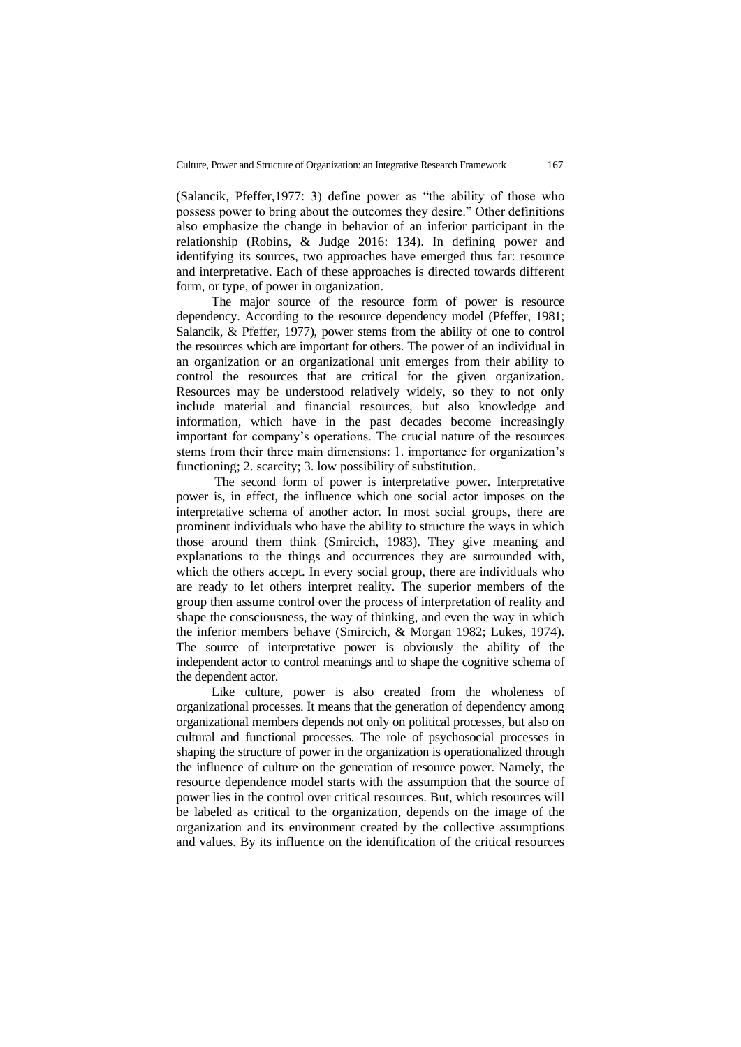(Salancik, Pfeffer,1977: 3) define power as "the ability of those who possess power to bring about the outcomes they desire." Other definitions also emphasize the change in behavior of an inferior participant in the relationship (Robins, & Judge 2016: 134). In defining power and identifying its sources, two approaches have emerged thus far: resource and interpretative. Each of these approaches is directed towards different form, or type, of power in organization.

The major source of the resource form of power is resource dependency. According to the resource dependency model (Pfeffer, 1981; Salancik, & Pfeffer, 1977), power stems from the ability of one to control the resources which are important for others. The power of an individual in an organization or an organizational unit emerges from their ability to control the resources that are critical for the given organization. Resources may be understood relatively widely, so they to not only include material and financial resources, but also knowledge and information, which have in the past decades become increasingly important for company's operations. The crucial nature of the resources stems from their three main dimensions: 1. importance for organization's functioning; 2. scarcity; 3. low possibility of substitution.

The second form of power is interpretative power. Interpretative power is, in effect, the influence which one social actor imposes on the interpretative schema of another actor. In most social groups, there are prominent individuals who have the ability to structure the ways in which those around them think (Smircich, 1983). They give meaning and explanations to the things and occurrences they are surrounded with, which the others accept. In every social group, there are individuals who are ready to let others interpret reality. The superior members of the group then assume control over the process of interpretation of reality and shape the consciousness, the way of thinking, and even the way in which the inferior members behave (Smircich, & Morgan 1982; Lukes, 1974). The source of interpretative power is obviously the ability of the independent actor to control meanings and to shape the cognitive schema of the dependent actor.

Like culture, power is also created from the wholeness of organizational processes. It means that the generation of dependency among organizational members depends not only on political processes, but also on cultural and functional processes. The role of psychosocial processes in shaping the structure of power in the organization is operationalized through the influence of culture on the generation of resource power. Namely, the resource dependence model starts with the assumption that the source of power lies in the control over critical resources. But, which resources will be labeled as critical to the organization, depends on the image of the organization and its environment created by the collective assumptions and values. By its influence on the identification of the critical resources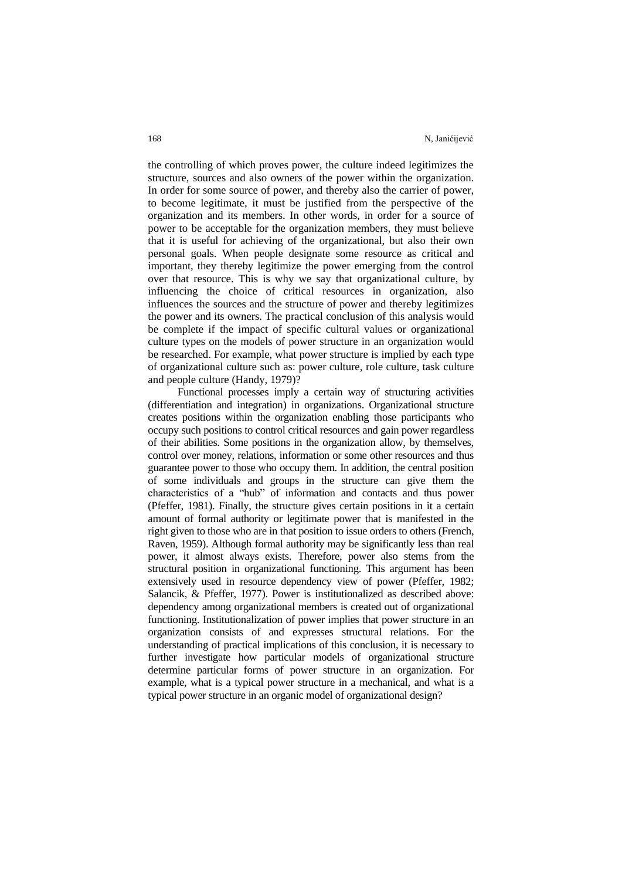the controlling of which proves power, the culture indeed legitimizes the structure, sources and also owners of the power within the organization. In order for some source of power, and thereby also the carrier of power, to become legitimate, it must be justified from the perspective of the organization and its members. In other words, in order for a source of power to be acceptable for the organization members, they must believe that it is useful for achieving of the organizational, but also their own personal goals. When people designate some resource as critical and important, they thereby legitimize the power emerging from the control over that resource. This is why we say that organizational culture, by influencing the choice of critical resources in organization, also influences the sources and the structure of power and thereby legitimizes the power and its owners. The practical conclusion of this analysis would be complete if the impact of specific cultural values or organizational culture types on the models of power structure in an organization would be researched. For example, what power structure is implied by each type of organizational culture such as: power culture, role culture, task culture and people culture (Handy, 1979)?

Functional processes imply a certain way of structuring activities (differentiation and integration) in organizations. Organizational structure creates positions within the organization enabling those participants who occupy such positions to control critical resources and gain power regardless of their abilities. Some positions in the organization allow, by themselves, control over money, relations, information or some other resources and thus guarantee power to those who occupy them. In addition, the central position of some individuals and groups in the structure can give them the characteristics of a "hub" of information and contacts and thus power (Pfeffer, 1981). Finally, the structure gives certain positions in it a certain amount of formal authority or legitimate power that is manifested in the right given to those who are in that position to issue orders to others (French, Raven, 1959). Although formal authority may be significantly less than real power, it almost always exists. Therefore, power also stems from the structural position in organizational functioning. This argument has been extensively used in resource dependency view of power (Pfeffer, 1982; Salancik, & Pfeffer, 1977). Power is institutionalized as described above: dependency among organizational members is created out of organizational functioning. Institutionalization of power implies that power structure in an organization consists of and expresses structural relations. For the understanding of practical implications of this conclusion, it is necessary to further investigate how particular models of organizational structure determine particular forms of power structure in an organization. For example, what is a typical power structure in a mechanical, and what is a typical power structure in an organic model of organizational design?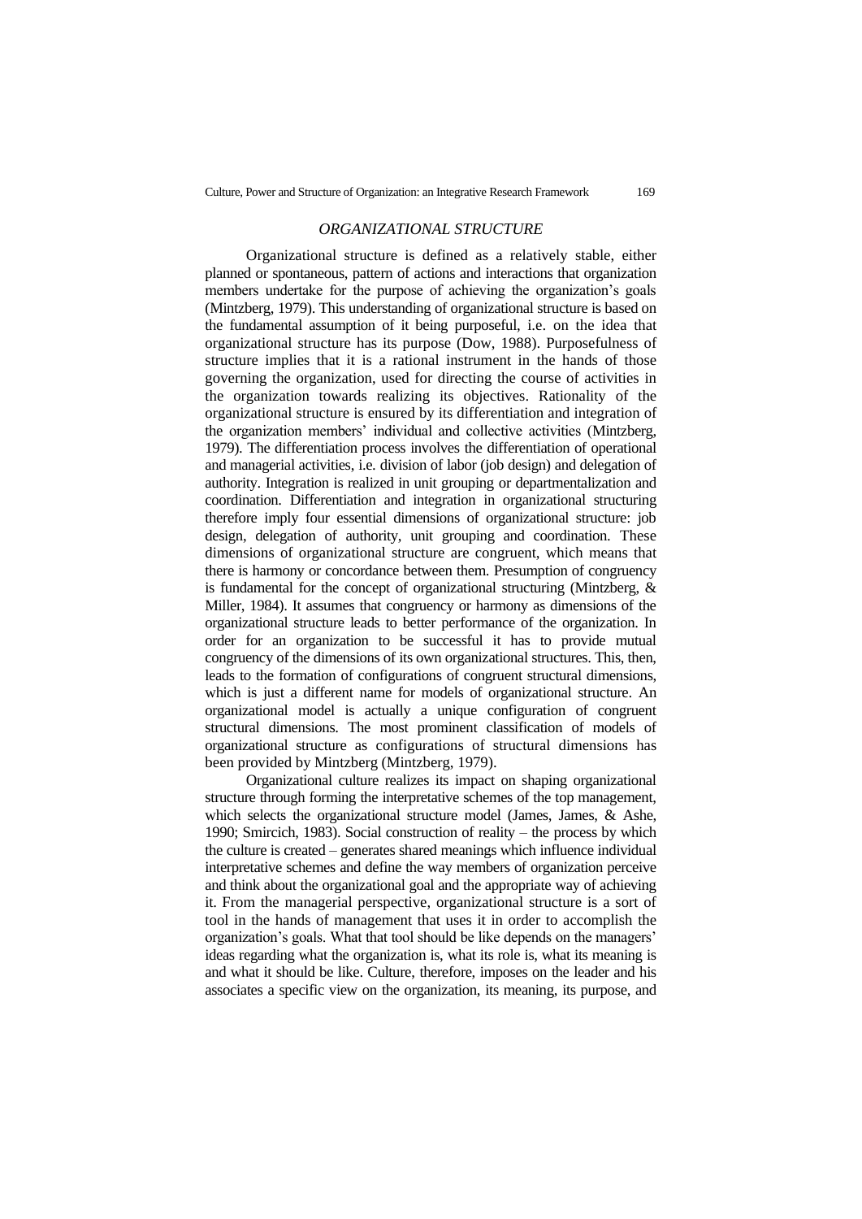## *ORGANIZATIONAL STRUCTURE*

Organizational structure is defined as a relatively stable, either planned or spontaneous, pattern of actions and interactions that organization members undertake for the purpose of achieving the organization's goals (Mintzberg, 1979). This understanding of organizational structure is based on the fundamental assumption of it being purposeful, i.e. on the idea that organizational structure has its purpose (Dow, 1988). Purposefulness of structure implies that it is a rational instrument in the hands of those governing the organization, used for directing the course of activities in the organization towards realizing its objectives. Rationality of the organizational structure is ensured by its differentiation and integration of the organization members' individual and collective activities (Mintzberg, 1979). The differentiation process involves the differentiation of operational and managerial activities, i.e. division of labor (job design) and delegation of authority. Integration is realized in unit grouping or departmentalization and coordination. Differentiation and integration in organizational structuring therefore imply four essential dimensions of organizational structure: job design, delegation of authority, unit grouping and coordination. These dimensions of organizational structure are congruent, which means that there is harmony or concordance between them. Presumption of congruency is fundamental for the concept of organizational structuring (Mintzberg, & Miller, 1984). It assumes that congruency or harmony as dimensions of the organizational structure leads to better performance of the organization. In order for an organization to be successful it has to provide mutual congruency of the dimensions of its own organizational structures. This, then, leads to the formation of configurations of congruent structural dimensions, which is just a different name for models of organizational structure. An organizational model is actually a unique configuration of congruent structural dimensions. The most prominent classification of models of organizational structure as configurations of structural dimensions has been provided by Mintzberg (Mintzberg, 1979).

Organizational culture realizes its impact on shaping organizational structure through forming the interpretative schemes of the top management, which selects the organizational structure model (James, James, & Ashe, 1990; Smircich, 1983). Social construction of reality – the process by which the culture is created – generates shared meanings which influence individual interpretative schemes and define the way members of organization perceive and think about the organizational goal and the appropriate way of achieving it. From the managerial perspective, organizational structure is a sort of tool in the hands of management that uses it in order to accomplish the organization's goals. What that tool should be like depends on the managers' ideas regarding what the organization is, what its role is, what its meaning is and what it should be like. Culture, therefore, imposes on the leader and his associates a specific view on the organization, its meaning, its purpose, and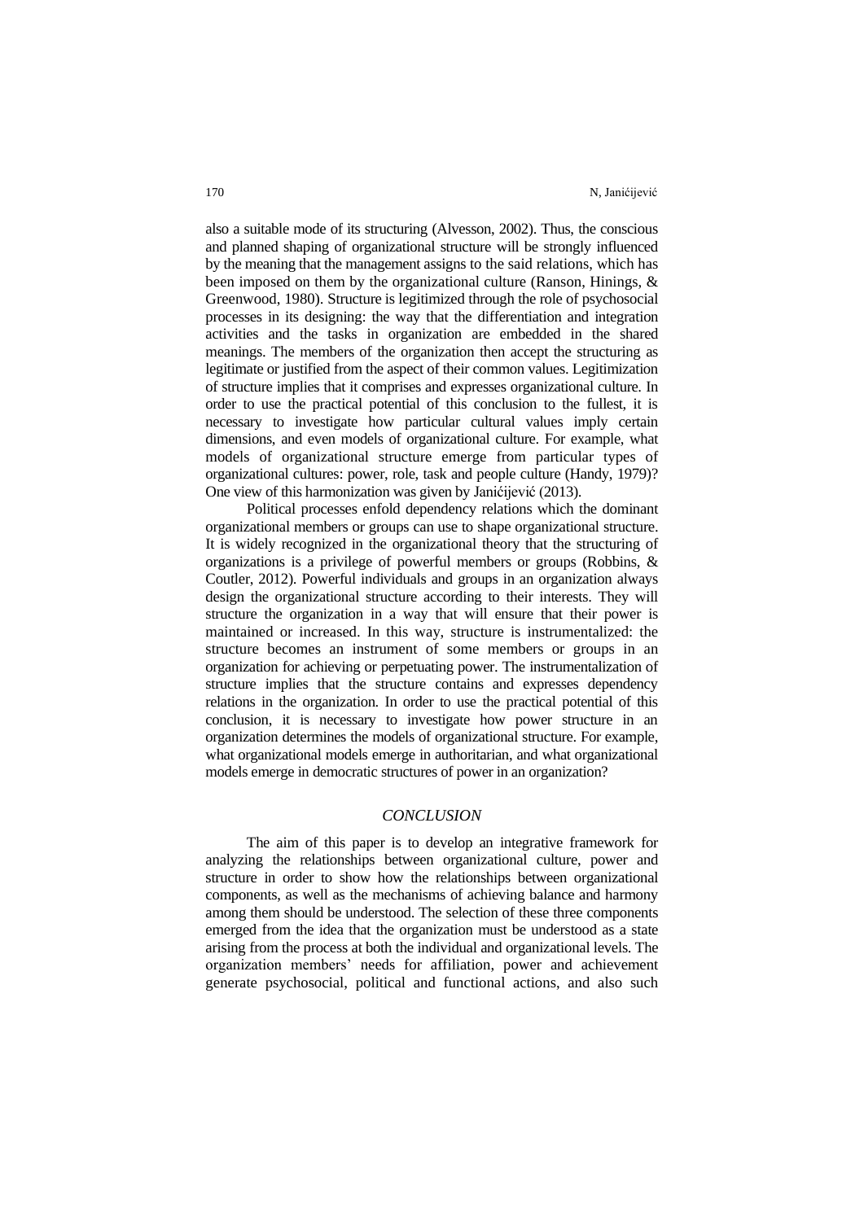also a suitable mode of its structuring (Alvesson, 2002). Thus, the conscious and planned shaping of organizational structure will be strongly influenced by the meaning that the management assigns to the said relations, which has been imposed on them by the organizational culture (Ranson, Hinings, & Greenwood, 1980). Structure is legitimized through the role of psychosocial processes in its designing: the way that the differentiation and integration activities and the tasks in organization are embedded in the shared meanings. The members of the organization then accept the structuring as legitimate or justified from the aspect of their common values. Legitimization of structure implies that it comprises and expresses organizational culture. In order to use the practical potential of this conclusion to the fullest, it is necessary to investigate how particular cultural values imply certain dimensions, and even models of organizational culture. For example, what models of organizational structure emerge from particular types of organizational cultures: power, role, task and people culture (Handy, 1979)? One view of this harmonization was given by Janićijević (2013).

Political processes enfold dependency relations which the dominant organizational members or groups can use to shape organizational structure. It is widely recognized in the organizational theory that the structuring of organizations is a privilege of powerful members or groups (Robbins, & Coutler, 2012). Powerful individuals and groups in an organization always design the organizational structure according to their interests. They will structure the organization in a way that will ensure that their power is maintained or increased. In this way, structure is instrumentalized: the structure becomes an instrument of some members or groups in an organization for achieving or perpetuating power. The instrumentalization of structure implies that the structure contains and expresses dependency relations in the organization. In order to use the practical potential of this conclusion, it is necessary to investigate how power structure in an organization determines the models of organizational structure. For example, what organizational models emerge in authoritarian, and what organizational models emerge in democratic structures of power in an organization?

## *CONCLUSION*

The aim of this paper is to develop an integrative framework for analyzing the relationships between organizational culture, power and structure in order to show how the relationships between organizational components, as well as the mechanisms of achieving balance and harmony among them should be understood. The selection of these three components emerged from the idea that the organization must be understood as a state arising from the process at both the individual and organizational levels. The organization members' needs for affiliation, power and achievement generate psychosocial, political and functional actions, and also such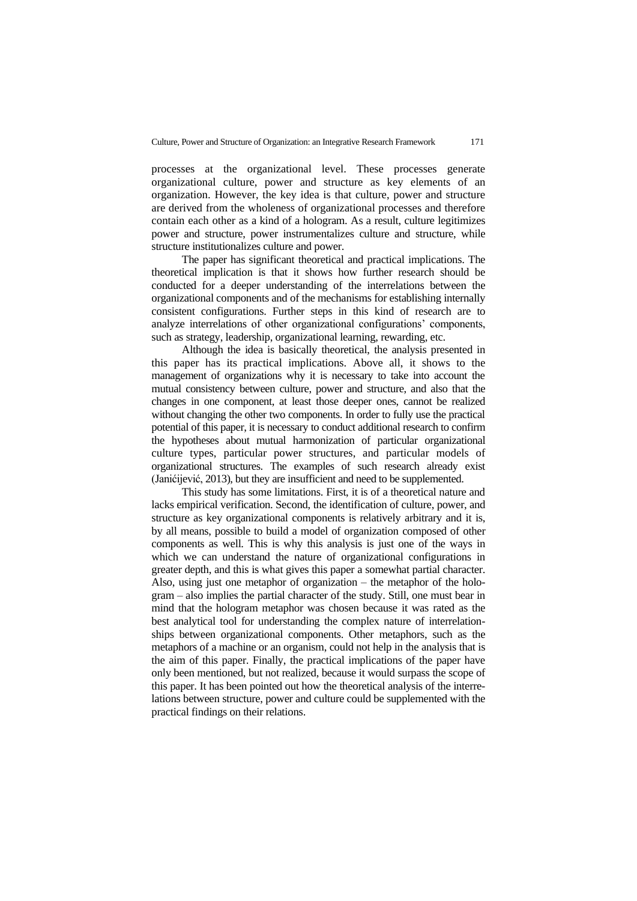processes at the organizational level. These processes generate organizational culture, power and structure as key elements of an organization. However, the key idea is that culture, power and structure are derived from the wholeness of organizational processes and therefore contain each other as a kind of a hologram. As a result, culture legitimizes power and structure, power instrumentalizes culture and structure, while structure institutionalizes culture and power.

The paper has significant theoretical and practical implications. The theoretical implication is that it shows how further research should be conducted for a deeper understanding of the interrelations between the organizational components and of the mechanisms for establishing internally consistent configurations. Further steps in this kind of research are to analyze interrelations of other organizational configurations' components, such as strategy, leadership, organizational learning, rewarding, etc.

Although the idea is basically theoretical, the analysis presented in this paper has its practical implications. Above all, it shows to the management of organizations why it is necessary to take into account the mutual consistency between culture, power and structure, and also that the changes in one component, at least those deeper ones, cannot be realized without changing the other two components. In order to fully use the practical potential of this paper, it is necessary to conduct additional research to confirm the hypotheses about mutual harmonization of particular organizational culture types, particular power structures, and particular models of organizational structures. The examples of such research already exist (Janićijević, 2013), but they are insufficient and need to be supplemented.

This study has some limitations. First, it is of a theoretical nature and lacks empirical verification. Second, the identification of culture, power, and structure as key organizational components is relatively arbitrary and it is, by all means, possible to build a model of organization composed of other components as well. This is why this analysis is just one of the ways in which we can understand the nature of organizational configurations in greater depth, and this is what gives this paper a somewhat partial character. Also, using just one metaphor of organization – the metaphor of the hologram – also implies the partial character of the study. Still, one must bear in mind that the hologram metaphor was chosen because it was rated as the best analytical tool for understanding the complex nature of interrelationships between organizational components. Other metaphors, such as the metaphors of a machine or an organism, could not help in the analysis that is the aim of this paper. Finally, the practical implications of the paper have only been mentioned, but not realized, because it would surpass the scope of this paper. It has been pointed out how the theoretical analysis of the interrelations between structure, power and culture could be supplemented with the practical findings on their relations.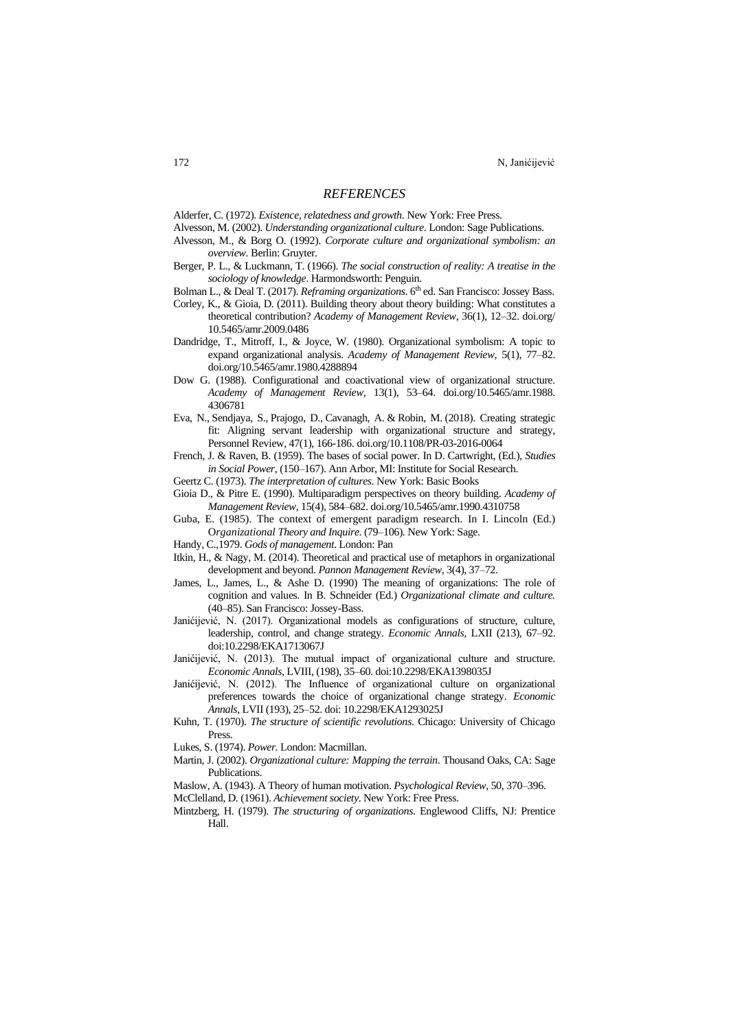## *REFERENCES*

Alderfer, C. (1972). *Existence, relatedness and growth*. New York: Free Press.

Alvesson, M. (2002). *Understanding organizational culture*. London: Sage Publications.

Alvesson, M., & Borg O. (1992). *Corporate culture and organizational symbolism: an overview*. Berlin: Gruyter.

Berger, P. L., & Luckmann, T. (1966). *The social construction of reality: A treatise in the sociology of knowledge*. Harmondsworth: Penguin.

Bolman L., & Deal T. (2017). *Reframing organizations*. 6th ed. San Francisco: Jossey Bass.

Corley, K., & Gioia, D. (2011). Building theory about theory building: What constitutes a theoretical contribution? *Academy of Management Review*, 36(1), 12–32. doi.org/10.5465/amr.2009.0486

Dandridge, T., Mitroff, I., & Joyce, W. (1980). Organizational symbolism: A topic to expand organizational analysis. *Academy of Management Review*, 5(1), 77–82. doi.org/10.5465/amr.1980.4288894

Dow G. (1988). Configurational and coactivational view of organizational structure. *Academy of Management Review*, 13(1), 53–64. doi.org/10.5465/amr.1988.4306781

Eva, N., Sendjaya, S., Prajogo, D., Cavanagh, A. & Robin, M. (2018). Creating strategic fit: Aligning servant leadership with organizational structure and strategy, Personnel Review, 47(1), 166-186. doi.org/10.1108/PR-03-2016-0064

French, J. & Raven, B. (1959). The bases of social power. In D. Cartwright, (Ed.), *Studies in Social Power*, (150–167). Ann Arbor, MI: Institute for Social Research.

Geertz C. (1973). *The interpretation of cultures*. New York: Basic Books

Gioia D., & Pitre E. (1990). Multiparadigm perspectives on theory building. *Academy of Management Review*, 15(4), 584–682. doi.org/10.5465/amr.1990.4310758

Guba, E. (1985). The context of emergent paradigm research. In I. Lincoln (Ed.) O*rganizational Theory and Inquire*. (79–106). New York: Sage.

Handy, C.,1979. *Gods of management*. London: Pan

Itkin, H., & Nagy, M. (2014). Theoretical and practical use of metaphors in organizational development and beyond. *Pannon Management Review*, 3(4), 37–72.

James, L., James, L., & Ashe D. (1990) The meaning of organizations: The role of cognition and values. In B. Schneider (Ed.) *Organizational climate and culture.* (40–85). San Francisco: Jossey-Bass.

Janićijević, N. (2017). Organizational models as configurations of structure, culture, leadership, control, and change strategy. *Economic Annals*, LXII (213), 67–92. doi:10.2298/EKA1713067J

Janićijević, N. (2013). The mutual impact of organizational culture and structure. *Economic Annals*, LVIII, (198), 35–60. doi:10.2298/EKA1398035J

Janićijević, N. (2012). The Influence of organizational culture on organizational preferences towards the choice of organizational change strategy. *Economic Annals*, LVII (193), 25–52. doi: 10.2298/EKA1293025J

Kuhn, T. (1970). *The structure of scientific revolutions*. Chicago: University of Chicago Press.

Lukes, S. (1974). *Power*. London: Macmillan.

Martin, J. (2002). *Organizational culture: Mapping the terrain*. Thousand Oaks, CA: Sage Publications.

Maslow, A. (1943). A Theory of human motivation. *Psychological Review*, 50, 370–396.

McClelland, D. (1961). *Achievement society*. New York: Free Press.

Mintzberg, H. (1979). *The structuring of organizations*. Englewood Cliffs, NJ: Prentice Hall.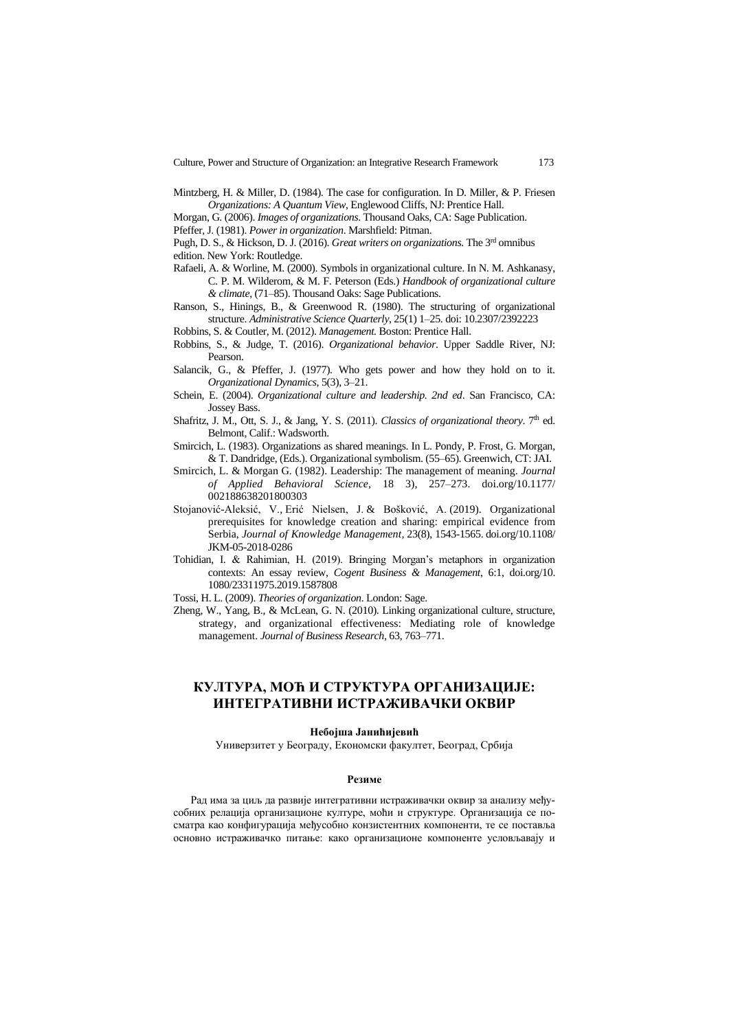Mintzberg, H. & Miller, D. (1984). The case for configuration. In D. Miller, & P. Friesen *Organizations: A Quantum View*, Englewood Cliffs, NJ: Prentice Hall.

Morgan, G. (2006). *Images of organizations*. Thousand Oaks, CA: Sage Publication.

Pfeffer, J. (1981). *Power in organization*. Marshfield: Pitman.

Pugh, D. S., & Hickson, D. J. (2016). *Great writers on organizations*. The 3rd omnibus edition. New York: Routledge.

Rafaeli, A. & Worline, M. (2000). Symbols in organizational culture. In N. M. Ashkanasy, C. P. M. Wilderom, & M. F. Peterson (Eds.) *Handbook of organizational culture & climate*, (71–85). Thousand Oaks: Sage Publications.

Ranson, S., Hinings, B., & Greenwood R. (1980). The structuring of organizational structure. *Administrative Science Quarterly*, 25(1) 1–25. doi: 10.2307/2392223

Robbins, S. & Coutler, M. (2012). *Management*. Boston: Prentice Hall.

Robbins, S., & Judge, T. (2016). *Organizational behavior*. Upper Saddle River, NJ: Pearson.

Salancik, G., & Pfeffer, J. (1977). Who gets power and how they hold on to it. *Organizational Dynamics*, 5(3), 3–21.

Schein, E. (2004). *Organizational culture and leadership. 2nd ed*. San Francisco, CA: Jossey Bass.

Shafritz, J. M., Ott, S. J., & Jang, Y. S. (2011). *Classics of organizational theory*. 7th ed. Belmont, Calif.: Wadsworth.

Smircich, L. (1983). Organizations as shared meanings. In L. Pondy, P. Frost, G. Morgan, & T. Dandridge, (Eds.). Organizational symbolism. (55–65). Greenwich, CT: JAI.

Smircich, L. & Morgan G. (1982). Leadership: The management of meaning. *Journal of Applied Behavioral Science*, 18 3), 257–273. doi.org/10.1177/002188638201800303

Stojanović-Aleksić, V., Erić Nielsen, J. & Bošković, A. (2019). Organizational prerequisites for knowledge creation and sharing: empirical evidence from Serbia, *Journal of Knowledge Management*, 23(8), 1543-1565. doi.org/10.1108/JKM-05-2018-0286

Tohidian, I. & Rahimian, H. (2019). Bringing Morgan's metaphors in organization contexts: An essay review, *Cogent Business & Management*, 6:1, doi.org/10.1080/23311975.2019.1587808

Tossi, H. L. (2009). *Theories of organization*. London: Sage.

Zheng, W., Yang, B., & McLean, G. N. (2010). Linking organizational culture, structure, strategy, and organizational effectiveness: Mediating role of knowledge management. *Journal of Business Research*, 63, 763–771.

# КУЛТУРА, МОЋ И СТРУКТУРА ОРГАНИЗАЦИЈЕ: ИНТЕГРАТИВНИ ИСТРАЖИВАЧКИ ОКВИР

**Небојша Јанићијевић**

Универзитет у Београду, Економски факултет, Београд, Србија

**Резиме**

Рад има за циљ да развије интегративни истраживачки оквир за анализу међусобних релација организационе културе, моћи и структуре. Организација се посматра као конфигурација међусобно конзистентних компоненти, те се поставља основно истраживачко питање: како организационе компоненте условљавају и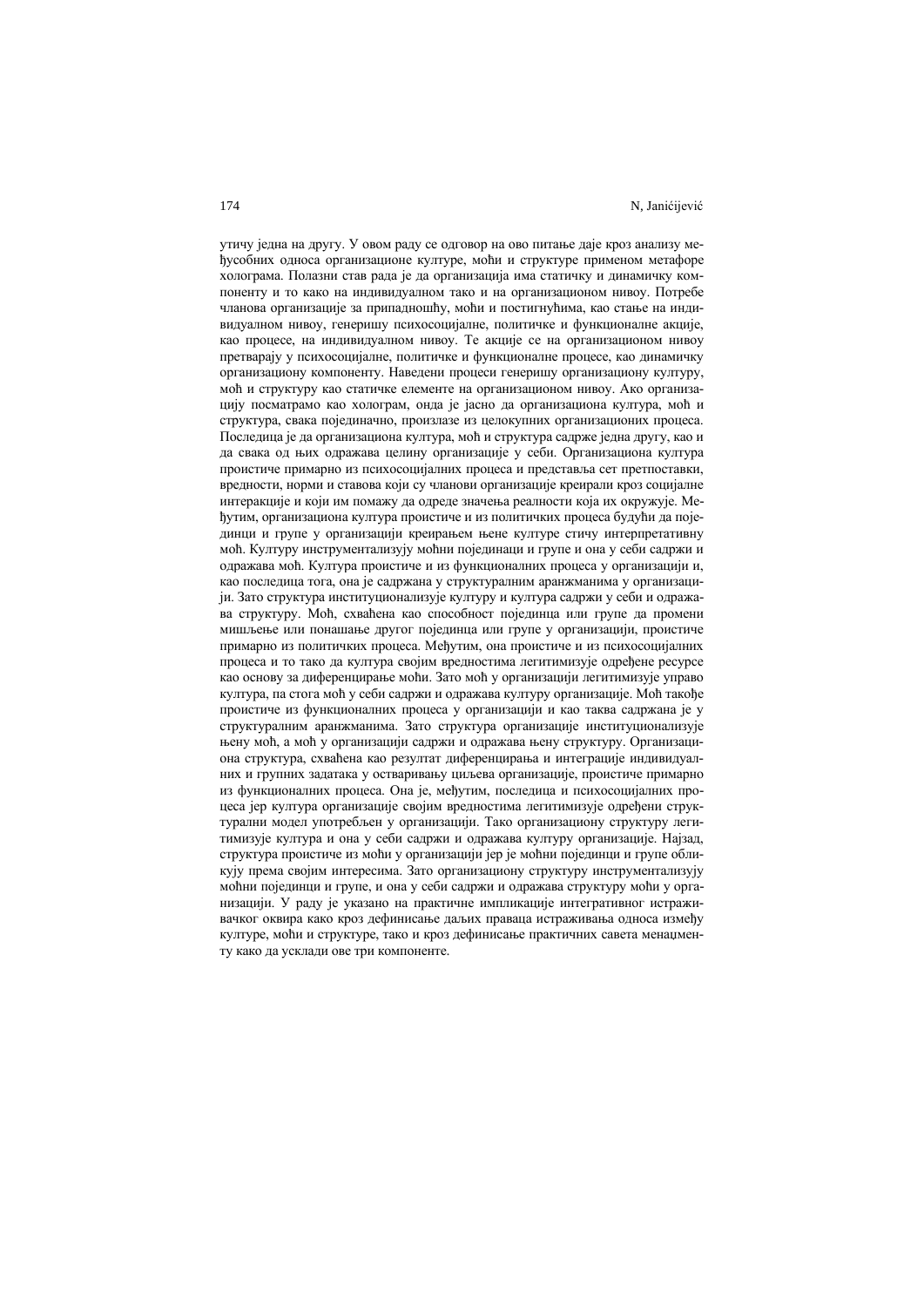утичу једна на другу. У овом раду се одговор на ово питање даје кроз анализу међусобних односа организационе културе, моћи и структуре применом метафоре холограма. Полазни став рада је да организација има статичку и динамичку компоненту и то како на индивидуалном тако и на организационом нивоу. Потребе чланова организације за припадношћу, моћи и постигнућима, као стање на индивидуалном нивоу, генеришу психосоцијалне, политичке и функционалне акције, као процесе, на индивидуалном нивоу. Те акције се на организационом нивоу претварају у психосоцијалне, политичке и функционалне процесе, као динамичку организациону компоненту. Наведени процеси генеришу организациону културу, моћ и структуру као статичке елементе на организационом нивоу. Ако организацију посматрамо као холограм, онда је јасно да организациона култура, моћ и структура, свака појединачно, произлазе из целокупних организационих процеса. Последица је да организациона култура, моћ и структура садрже једна другу, као и да свака од њих одражава целину организације у себи. Организациона култура проистиче примарно из психосоцијалних процеса и представља сет претпоставки, вредности, норми и ставова који су чланови организације креирали кроз социјалне интеракције и који им помажу да одреде значења реалности која их окружује. Међутим, организациона култура проистиче и из политичких процеса будући да појединци и групе у организацији креирањем њене културе стичу интерпретативну моћ. Културу инструментализују моћни појединци и групе и она у себи садржи и одражава моћ. Култура проистиче и из функционалних процеса у организацији и, као последица тога, она је садржана у структуралним аранжманима у организацији. Зато структура институционализује културу и култура садржи у себи и одражава структуру. Моћ, схваћена као способност појединца или групе да промени мишљење или понашање другог појединца или групе у организацији, проистиче примарно из политичких процеса. Међутим, она проистиче и из психосоцијалних процеса и то тако да култура својим вредностима легитимизује одређене ресурсе као основу за диференцирање моћи. Зато моћ у организацији легитимизује управо култура, па стога моћ у себи садржи и одражава културу организације. Моћ такође проистиче из функционалних процеса у организацији и као таква садржана је у структуралним аранжманима. Зато структура организације институционализује њену моћ, а моћ у организацији садржи и одражава њену структуру. Организациона структура, схваћена као резултат диференцирања и интеграције индивидуалних и групних задатака у остваривању циљева организације, проистиче примарно из функционалних процеса. Она је, међутим, последица и психосоцијалних процеса јер култура организације својим вредностима легитимизује одређени структурални модел употребљен у организацији. Тако организациону структуру легитимизује култура и она у себи садржи и одражава културу организације. Најзад, структура проистиче из моћи у организацији јер је моћни појединци и групе обликују према својим интересима. Зато организациону структуру инструментализују моћни појединци и групе, и она у себи садржи и одражава структуру моћи у организацији. У раду је указано на практичне импликације интегративног истраживачког оквира како кроз дефинисање даљих праваца истраживања односа између културе, моћи и структуре, тако и кроз дефинисање практичних савета менаџменту како да усклади ове три компоненте.